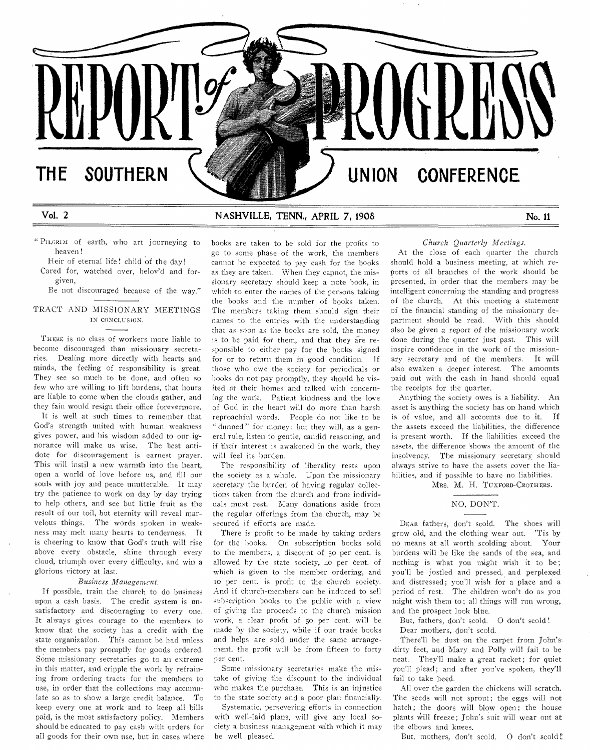# REPORT of PROGRESS

## THE SOUTHERN UNION CONFERENCE

Vol. 2 — NASHVILLE, TENN., APRIL 7, 1908 — No. 11

"PILGRIM of earth, who art journeying to heaven!
Heir of eternal life! child of the day!
Cared for, watched over, belov'd and forgiven,
Be not discouraged because of the way."

## TRACT AND MISSIONARY MEETINGS

IN CONCLUSION.

THERE is no class of workers more liable to become discouraged than missionary secretaries. Dealing more directly with hearts and minds, the feeling of responsibility is great. They see so much to be done, and often so few who are willing to lift burdens, that hours are liable to come when the clouds gather, and they fain would resign their office forevermore.

It is well at such times to remember that God's strength united with human weakness gives power, and his wisdom added to our ignorance will make us wise. The best antidote for discouragement is earnest prayer. This will instil a new warmth into the heart, open a world of love before us, and fill our souls with joy and peace unutterable. It may try the patience to work on day by day trying to help others, and see but little fruit as the result of our toil, but eternity will reveal marvelous things. The words spoken in weakness may melt many hearts to tenderness. It is cheering to know that God's truth will rise above every obstacle, shine through every cloud, triumph over every difficulty, and win a glorious victory at last.

### *Business Management.*

If possible, train the church to do business upon a cash basis. The credit system is unsatisfactory and discouraging to every one. It always gives courage to the members to know that the society has a credit with the state organization. This cannot be had unless the members pay promptly for goods ordered. Some missionary secretaries go to an extreme in this matter, and cripple the work by refraining from ordering tracts for the members to use, in order that the collections may accumulate so as to show a large credit balance. To keep every one at work and to keep all bills paid, is the most satisfactory policy. Members should be educated to pay cash with orders for all goods for their own use, but in cases where books are taken to be sold for the profits to go to some phase of the work, the members cannot be expected to pay cash for the books as they are taken. When they cannot, the missionary secretary should keep a note book, in which to enter the names of the persons taking the books and the number of books taken. The members taking them should sign their names to the entries with the understanding that as soon as the books are sold, the money is to be paid for them, and that they are responsible to either pay for the books signed for or to return them in good condition. If those who owe the society for periodicals or books do not pay promptly, they should be visited at their homes and talked with concerning the work. Patient kindness and the love of God in the heart will do more than harsh reproachful words. People do not like to be "dunned" for money; but they will, as a general rule, listen to gentle, candid reasoning, and if their interest is awakened in the work, they will feel its burden.

The responsibility of liberality rests upon the society as a whole. Upon the missionary secretary the burden of having regular collections taken from the church and from individuals must rest. Many donations aside from the regular offerings from the church, may be secured if efforts are made.

There is profit to be made by taking orders for the books. On subscription books sold to the members, a discount of 50 per cent. is allowed by the state society, 40 per cent. of which is given to the member ordering, and 10 per cent. is profit to the church society. And if church-members can be induced to sell subscription books to the public with a view of giving the proceeds to the church mission work, a clear profit of 50 per cent. will be made by the society, while if our trade books and helps are sold under the same arrangement, the profit will be from fifteen to forty per cent.

Some missionary secretaries make the mistake of giving the discount to the individual who makes the purchase. This is an injustice to the state society and a poor plan financially.

Systematic, persevering efforts in connection with well-laid plans, will give any local society a business management with which it may be well pleased.

### *Church Quarterly Meetings.*

At the close of each quarter the church should hold a business meeting, at which reports of all branches of the work should be presented, in order that the members may be intelligent concerning the standing and progress of the church. At this meeting a statement of the financial standing of the missionary department should be read. With this should also be given a report of the missionary work done during the quarter just past. This will inspire confidence in the work of the missionary secretary and of the members. It will also awaken a deeper interest. The amounts paid out with the cash in hand should equal the receipts for the quarter.

Anything the society owes is a liability. An asset is anything the society has on hand which is of value, and all accounts due to it. If the assets exceed the liabilities, the difference is present worth. If the liabilities exceed the assets, the difference shows the amount of the insolvency. The missionary secretary should always strive to have the assets cover the liabilities, and if possible to have no liabilities.

MRS. M. H. TUXFORD-CROTHERS.

## NO, DON'T.

DEAR fathers, don't scold. The shoes will grow old, and the clothing wear out. 'Tis by no means at all worth scolding about. Your burdens will be like the sands of the sea, and nothing is what you might wish it to be; you'll be jostled and pressed, and perplexed and distressed; you'll wish for a place and a period of rest. The children won't do as you might wish them to; all things will run wrong, and the prospect look blue.

But, fathers, don't scold. O don't scold!

Dear mothers, don't scold.

There'll be dust on the carpet from John's dirty feet, and Mary and Polly will fail to be neat. They'll make a great racket; for quiet you'll plead; and after you've spoken, they'll fail to take heed.

All over the garden the chickens will scratch. The seeds will not sprout; the eggs will not hatch; the doors will blow open; the house plants will freeze; John's suit will wear out at the elbows and knees.

But, mothers, don't scold. O don't scold!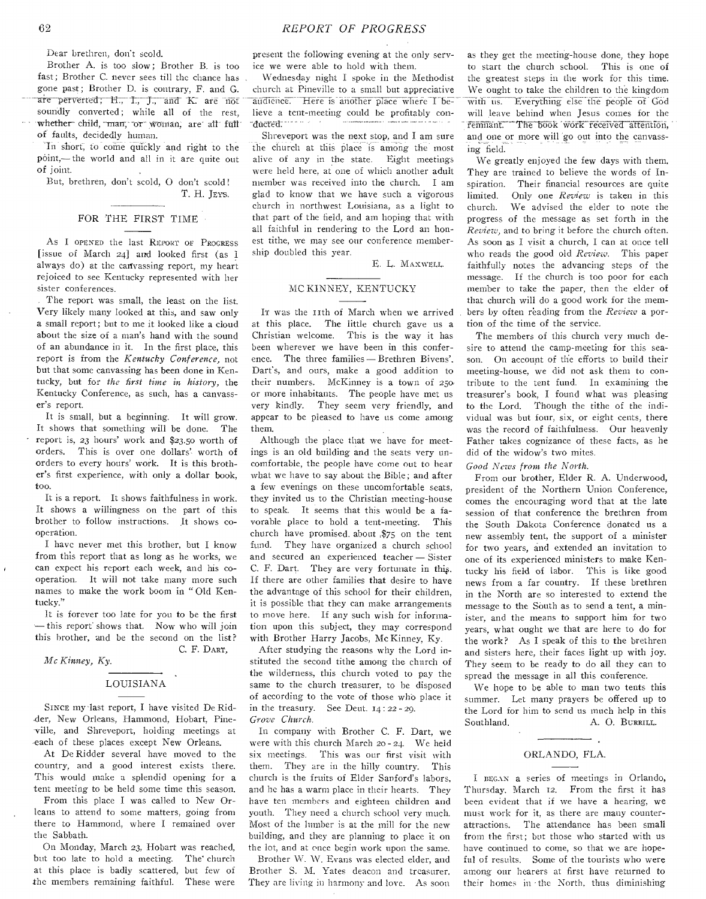Dear brethren, don't scold.

Brother A. is too slow; Brother B. is too fast; Brother C. never sees till the chance has gone past; Brother D. is contrary, F. and G. are perverted; H., I., J., and K. are not soundly converted; while all of the rest, whether child, man, or woman, are all full of faults, decidedly human.

In short, to come quickly and right to the point,— the world and all in it are quite out of joint.

But, brethren, don't scold, O don't scold!

T. H. JEYS.

## FOR THE FIRST TIME

As I OPENED the last REPORT OF PROGRESS [issue of March 24] and looked first (as I always do) at the canvassing report, my heart rejoiced to see Kentucky represented with her sister conferences.

The report was small, the least on the list. Very likely many looked at this, and saw only a small report; but to me it looked like a cloud about the size of a man's hand with the sound of an abundance in it. In the first place, this report is from the *Kentucky Conference*, not but that some canvassing has been done in Kentucky, but for *the first time in history*, the Kentucky Conference, as such, has a canvasser's report.

It is small, but a beginning. It will grow. It shows that something will be done. The report is, 23 hours' work and $23.50 worth of orders. This is over one dollars' worth of orders to every hours' work. It is this brother's first experience, with only a dollar book, too.

It is a report. It shows faithfulness in work. It shows a willingness on the part of this brother to follow instructions. It shows co-operation.

I have never met this brother, but I know from this report that as long as he works, we can expect his report each week, and his co-operation. It will not take many more such names to make the work boom in "Old Kentucky."

It is forever too late for you to be the first — this report shows that. Now who will join this brother, and be the second on the list?

C. F. DART,

*Mc Kinney, Ky.*

## LOUISIANA

SINCE my last report, I have visited De Ridder, New Orleans, Hammond, Hobart, Pineville, and Shreveport, holding meetings at each of these places except New Orleans.

At De Ridder several have moved to the country, and a good interest exists there. This would make a splendid opening for a tent meeting to be held some time this season.

From this place I was called to New Orleans to attend to some matters, going from there to Hammond, where I remained over the Sabbath.

On Monday, March 23, Hobart was reached, but too late to hold a meeting. The church at this place is badly scattered, but few of the members remaining faithful. These were present the following evening at the only service we were able to hold with them.

Wednesday night I spoke in the Methodist church at Pineville to a small but appreciative audience. Here is another place where I believe a tent-meeting could be profitably conducted.

Shreveport was the next stop, and I am sure the church at this place is among the most alive of any in the state. Eight meetings were held here, at one of which another adult member was received into the church. I am glad to know that we have such a vigorous church in northwest Louisiana, as a light to that part of the field, and am hoping that with all faithful in rendering to the Lord an honest tithe, we may see our conference membership doubled this year.

E. L. MAXWELL.

## MC KINNEY, KENTUCKY

IT was the 11th of March when we arrived at this place. The little church gave us a Christian welcome. This is the way it has been wherever we have been in this conference. The three families — Brethren Bivens', Dart's, and ours, make a good addition to their numbers. McKinney is a town of 250 or more inhabitants. The people have met us very kindly. They seem very friendly, and appear to be pleased to have us come among them.

Although the place that we have for meetings is an old building and the seats very uncomfortable, the people have come out to hear what we have to say about the Bible; and after a few evenings on these uncomfortable seats, they invited us to the Christian meeting-house to speak. It seems that this would be a favorable place to hold a tent-meeting. This church have promised about $75 on the tent fund. They have organized a church school and secured an experienced teacher — Sister C. F. Dart. They are very fortunate in this. If there are other families that desire to have the advantage of this school for their children, it is possible that they can make arrangements to move here. If any such wish for information upon this subject, they may correspond with Brother Harry Jacobs, Mc Kinney, Ky.

After studying the reasons why the Lord instituted the second tithe among the church of the wilderness, this church voted to pay the same to the church treasurer, to be disposed of according to the vote of those who place it in the treasury. See Deut. 14 : 22 - 29.

*Grove Church.*

In company with Brother C. F. Dart, we were with this church March 20 - 24. We held six meetings. This was our first visit with them. They are in the hilly country. This church is the fruits of Elder Sanford's labors, and he has a warm place in their hearts. They have ten members and eighteen children and youth. They need a church school very much. Most of the lumber is at the mill for the new building, and they are planning to place it on the lot, and at once begin work upon the same.

Brother W. W. Evans was elected elder, and Brother S. M. Yates deacon and treasurer. They are living in harmony and love. As soon as they get the meeting-house done, they hope to start the church school. This is one of the greatest steps in the work for this time. We ought to take the children to the kingdom with us. Everything else the people of God will leave behind when Jesus comes for the remnant. The book work received attention, and one or more will go out into the canvassing field.

We greatly enjoyed the few days with them. They are trained to believe the words of Inspiration. Their financial resources are quite limited. Only one *Review* is taken in this church. We advised the elder to note the progress of the message as set forth in the *Review*, and to bring it before the church often. As soon as I visit a church, I can at once tell who reads the good old *Review*. This paper faithfully notes the advancing steps of the message. If the church is too poor for each member to take the paper, then the elder of that church will do a good work for the members by often reading from the *Review* a portion of the time of the service.

The members of this church very much desire to attend the camp-meeting for this season. On account of the efforts to build their meeting-house, we did not ask them to contribute to the tent fund. In examining the treasurer's book, I found what was pleasing to the Lord. Though the tithe of the individual was but four, six, or eight cents, there was the record of faithfulness. Our heavenly Father takes cognizance of these facts, as he did of the widow's two mites.

*Good News from the North.*

From our brother, Elder R. A. Underwood, president of the Northern Union Conference, comes the encouraging word that at the late session of that conference the brethren from the South Dakota Conference donated us a new assembly tent, the support of a minister for two years, and extended an invitation to one of its experienced ministers to make Kentucky his field of labor. This is like good news from a far country. If these brethren in the North are so interested to extend the message to the South as to send a tent, a minister, and the means to support him for two years, what ought we that are here to do for the work? As I speak of this to the brethren and sisters here, their faces light up with joy. They seem to be ready to do all they can to spread the message in all this conference.

We hope to be able to man two tents this summer. Let many prayers be offered up to the Lord for him to send us much help in this Southland.

A. O. BURRILL.

## ORLANDO, FLA.

I BEGAN a series of meetings in Orlando, Thursday, March 12. From the first it has been evident that if we have a hearing, we must work for it, as there are many counter-attractions. The attendance has been small from the first; but those who started with us have continued to come, so that we are hopeful of results. Some of the tourists who were among our hearers at first have returned to their homes in the North, thus diminishing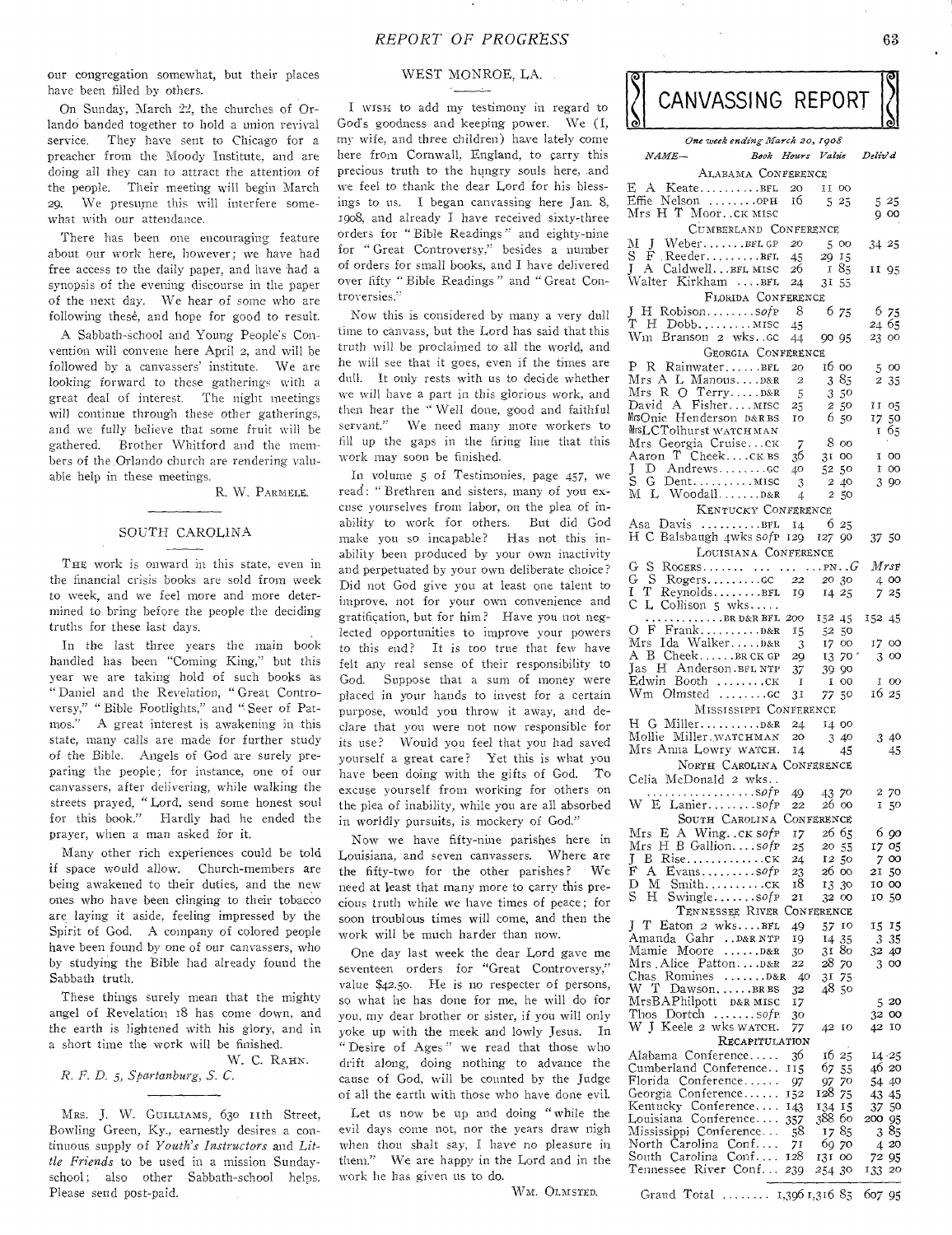our congregation somewhat, but their places have been filled by others.

On Sunday, March 22, the churches of Orlando banded together to hold a union revival service. They have sent to Chicago for a preacher from the Moody Institute, and are doing all they can to attract the attention of the people. Their meeting will begin March 29. We presume this will interfere somewhat with our attendance.

There has been one encouraging feature about our work here, however; we have had free access to the daily paper, and have had a synopsis of the evening discourse in the paper of the next day. We hear of some who are following these, and hope for good to result.

A Sabbath-school and Young People's Convention will convene here April 2, and will be followed by a canvassers' institute. We are looking forward to these gatherings with a great deal of interest. The night meetings will continue through these other gatherings, and we fully believe that some fruit will be gathered. Brother Whitford and the members of the Orlando church are rendering valuable help in these meetings.

R. W. PARMELE.

## SOUTH CAROLINA

THE work is onward in this state, even in the financial crisis books are sold from week to week, and we feel more and more determined to bring before the people the deciding truths for these last days.

In the last three years the main book handled has been "Coming King," but this year we are taking hold of such books as "Daniel and the Revelation, "Great Controversy," "Bible Footlights," and "Seer of Patmos." A great interest is awakening in this state, many calls are made for further study of the Bible. Angels of God are surely preparing the people; for instance, one of our canvassers, after delivering, while walking the streets prayed, "Lord, send some honest soul for this book." Hardly had he ended the prayer, when a man asked for it.

Many other rich experiences could be told if space would allow. Church-members are being awakened to their duties, and the new ones who have been clinging to their tobacco are laying it aside, feeling impressed by the Spirit of God. A company of colored people have been found by one of our canvassers, who by studying the Bible had already found the Sabbath truth.

These things surely mean that the mighty angel of Revelation 18 has come down, and the earth is lightened with his glory, and in a short time the work will be finished.

W. C. RAHN.

*R. F. D. 5, Spartanburg, S. C.*

MRS. J. W. GUILLIAMS, 630 11th Street, Bowling Green, Ky., earnestly desires a continuous supply of *Youth's Instructors* and *Little Friends* to be used in a mission Sunday-school; also other Sabbath-school helps. Please send post-paid.

## WEST MONROE, LA.

I WISH to add my testimony in regard to God's goodness and keeping power. We (I, my wife, and three children) have lately come here from Cornwall, England, to carry this precious truth to the hungry souls here, and we feel to thank the dear Lord for his blessings to us. I began canvassing here Jan. 8, 1908, and already I have received sixty-three orders for "Bible Readings" and eighty-nine for "Great Controversy," besides a number of orders for small books, and I have delivered over fifty "Bible Readings" and "Great Controversies."

Now this is considered by many a very dull time to canvass, but the Lord has said that this truth will be proclaimed to all the world, and he will see that it goes, even if the times are dull. It only rests with us to decide whether we will have a part in this glorious work, and then hear the "Well done, good and faithful servant." We need many more workers to fill up the gaps in the firing line that this work may soon be finished.

In volume 5 of Testimonies, page 457, we read: "Brethren and sisters, many of you excuse yourselves from labor, on the plea of inability to work for others. But did God make you so incapable? Has not this inability been produced by your own inactivity and perpetuated by your own deliberate choice? Did not God give you at least one talent to improve, not for your own convenience and gratification, but for him? Have you not neglected opportunities to improve your powers to this end? It is too true that few have felt any real sense of their responsibility to God. Suppose that a sum of money were placed in your hands to invest for a certain purpose, would you throw it away, and declare that you were not now responsible for its use? Would you feel that you had saved yourself a great care? Yet this is what you have been doing with the gifts of God. To excuse yourself from working for others on the plea of inability, while you are all absorbed in worldly pursuits, is mockery of God."

Now we have fifty-nine parishes here in Louisiana, and seven canvassers. Where are the fifty-two for the other parishes? We need at least that many more to carry this precious truth while we have times of peace; for soon troublous times will come, and then the work will be much harder than now.

One day last week the dear Lord gave me seventeen orders for "Great Controversy," value $42.50. He is no respecter of persons, so what he has done for me, he will do for you, my dear brother or sister, if you will only yoke up with the meek and lowly Jesus. In "Desire of Ages" we read that those who drift along, doing nothing to advance the cause of God, will be counted by the Judge of all the earth with those who have done evil.

Let us now be up and doing "while the evil days come not, nor the years draw nigh when thou shalt say, I have no pleasure in them." We are happy in the Lord and in the work he has given us to do.

WM. OLMSTED.

## CANVASSING REPORT

*One week ending March 20, 1908*

| NAME— | Book | Hours | Value | Deliv'd |
|---|---|---|---|---|
| **ALABAMA CONFERENCE** | | | | |
| E A Keate | BFL | 20 | 11 00 | |
| Effie Nelson | OPH | 16 | 5 25 | 5 25 |
| Mrs H T Moor | CK MISC | | | 9 00 |
| **CUMBERLAND CONFERENCE** | | | | |
| M J Weber | BFL GP | 20 | 5 00 | 34 25 |
| S F Reeder | BFL | 45 | 29 15 | |
| J A Caldwell | BFL MISC | 26 | 1 85 | 11 95 |
| Walter Kirkham | BFL | 24 | 31 55 | |
| **FLORIDA CONFERENCE** | | | | |
| J H Robison | SofP | 8 | 6 75 | 6 75 |
| T H Dobb | MISC | 45 | | 24 65 |
| Wm Branson 2 wks | GC | 44 | 90 95 | 23 00 |
| **GEORGIA CONFERENCE** | | | | |
| P R Rainwater | BFL | 20 | 16 00 | 5 00 |
| Mrs A L Manous | D&R | 2 | 3 85 | 2 35 |
| Mrs R O Terry | D&R | 5 | 3 50 | |
| David A Fisher | MISC | 25 | 2 50 | 11 05 |
| MrsOnie Henderson | D&R BS | 10 | 6 50 | 17 50 |
| MrsLCTolhurst | WATCHMAN | | | 1 65 |
| Mrs Georgia Cruise | CK | 7 | 8 00 | |
| Aaron T Cheek | CK BS | 36 | 31 00 | 1 00 |
| J D Andrews | GC | 40 | 52 50 | 1 00 |
| S G Dent | MISC | 3 | 2 40 | 3 90 |
| M L Woodall | D&R | 4 | 2 50 | |
| **KENTUCKY CONFERENCE** | | | | |
| Asa Davis | BFL | 14 | 6 25 | |
| H C Balsbaugh 4wks | SofP | 129 | 127 90 | 37 50 |
| **LOUISIANA CONFERENCE** | | | | |
| G S Rogers | PN..G | | | MrsF |
| G S Rogers | GC | 22 | 20 30 | 4 00 |
| I T Reynolds | BFL | 19 | 14 25 | 7 25 |
| C L Collison 5 wks | BR D&R BFL | 200 | 152 45 | 152 45 |
| O F Frank | D&R | 15 | 52 50 | |
| Mrs Ida Walker | D&R | 3 | 17 00 | 17 00 |
| A B Cheek | BR CK GP | 29 | 13 70 | 3 00 |
| Jas H Anderson | BFL NTP | 37 | 39 90 | |
| Edwin Booth | CK | 1 | 1 00 | 1 00 |
| Wm Olmsted | GC | 31 | 77 50 | 16 25 |
| **MISSISSIPPI CONFERENCE** | | | | |
| H G Miller | D&R | 24 | 14 00 | |
| Mollie Miller | WATCHMAN | 20 | 3 40 | 3 40 |
| Mrs Anna Lowry | WATCH. | 14 | 45 | 45 |
| **NORTH CAROLINA CONFERENCE** | | | | |
| Celia McDonald 2 wks | SofP | 49 | 43 70 | 2 70 |
| W E Lanier | SofP | 22 | 26 00 | 1 50 |
| **SOUTH CAROLINA CONFERENCE** | | | | |
| Mrs E A Wing | CK SofP | 17 | 26 65 | 6 90 |
| Mrs H B Gallion | SofP | 25 | 20 55 | 17 05 |
| J B Rise | CK | 24 | 12 50 | 7 00 |
| F A Evans | SofP | 23 | 26 00 | 21 50 |
| D M Smith | CK | 18 | 13 30 | 10 00 |
| S H Swingle | SofP | 21 | 32 00 | 10 50 |
| **TENNESSEE RIVER CONFERENCE** | | | | |
| J T Eaton 2 wks | BFL | 49 | 57 10 | 15 15 |
| Amanda Gahr | D&R NTP | 19 | 14 35 | 3 35 |
| Mamie Moore | D&R | 30 | 31 80 | 32 40 |
| Mrs Alice Patton | D&R | 22 | 28 70 | 3 00 |
| Chas Romines | D&R | 40 | 31 75 | |
| W T Dawson | BR BS | 32 | 48 50 | |
| MrsBAPhilpott | D&R MISC | 17 | | 5 20 |
| Thos Dortch | SofP | 30 | | 32 00 |
| W J Keele 2 wks | WATCH. | 77 | 42 10 | 42 10 |
| **RECAPITULATION** | | | | |
| Alabama Conference | | 36 | 16 25 | 14 25 |
| Cumberland Conference | | 115 | 67 55 | 46 20 |
| Florida Conference | | 97 | 97 70 | 54 40 |
| Georgia Conference | | 152 | 128 75 | 43 45 |
| Kentucky Conference | | 143 | 134 15 | 37 50 |
| Louisiana Conference | | 357 | 388 60 | 200 95 |
| Mississippi Conference | | 58 | 17 85 | 3 85 |
| North Carolina Conf. | | 71 | 69 70 | 4 20 |
| South Carolina Conf. | | 128 | 131 00 | 72 95 |
| Tennessee River Conf. | | 239 | 254 30 | 133 20 |
| Grand Total | | 1,396 | 1,316 85 | 607 95 |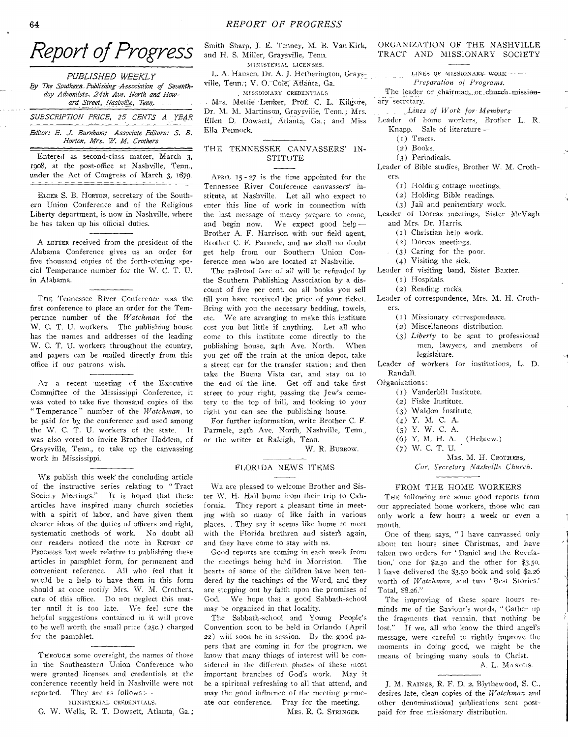# Report of Progress

*PUBLISHED WEEKLY*

*By The Southern Publishing Association of Seventh-day Adventists, 24th Ave. North and Howard Street, Nashville, Tenn.*

*SUBSCRIPTION PRICE, 25 CENTS A YEAR*

*Editor: E. J. Burnham; Associate Editors: S. B. Horton, Mrs. W. M. Crothers*

Entered as second-class matter, March 3, 1908, at the post-office at Nashville, Tenn., under the Act of Congress of March 3, 1879.

---

ELDER S. B. HORTON, secretary of the Southern Union Conference and of the Religious Liberty department, is now in Nashville, where he has taken up his official duties.

---

A LETTER received from the president of the Alabama Conference gives us an order for five thousand copies of the forth-coming special Temperance number for the W. C. T. U. in Alabama.

---

THE Tennessee River Conference was the first conference to place an order for the Temperance number of the *Watchman* for the W. C. T. U. workers. The publishing house has the names and addresses of the leading W. C. T. U. workers throughout the country, and papers can be mailed directly from this office if our patrons wish.

---

AT a recent meeting of the Executive Committee of the Mississippi Conference, it was voted to take five thousand copies of the "Temperance" number of the *Watchman*, to be paid for by the conference and used among the W. C. T. U. workers of the state. It was also voted to invite Brother Haddem, of Graysville, Tenn., to take up the canvassing work in Mississippi.

---

WE publish this week the concluding article of the instructive series relating to "Tract Society Meetings." It is hoped that these articles have inspired many church societies with a spirit of labor, and have given them clearer ideas of the duties of officers and right, systematic methods of work. No doubt all our readers noticed the note in REPORT OF PROGRESS last week relative to publishing these articles in pamphlet form, for permanent and convenient reference. All who feel that it would be a help to have them in this form should at once notify Mrs. W. M. Crothers, care of this office. Do not neglect this matter until it is too late. We feel sure the helpful suggestions contained in it will prove to be well worth the small price (25c.) charged for the pamphlet.

---

THROUGH some oversight, the names of those in the Southeastern Union Conference who were granted licenses and credentials at the conference recently held in Nashville were not reported. They are as follows:—

MINISTERIAL CREDENTIALS.

G. W. Wells, R. T. Dowsett, Atlanta, Ga.; Smith Sharp, J. E. Tenney, M. B. Van Kirk, and H. S. Miller, Graysville, Tenn.

MINISTERIAL LICENSES.

L. A. Hansen, Dr. A. J. Hetherington, Graysville, Tenn.; V. O. Cole, Atlanta, Ga.

MISSIONARY CREDENTIALS

Mrs. Mettie Lenker, Prof. C. L. Kilgore, Dr. M. M. Martinson, Graysville, Tenn.; Mrs. Ellen D. Dowsett, Atlanta, Ga.; and Miss Ella Pennock.

## THE TENNESSEE CANVASSERS' INSTITUTE

APRIL 15 - 27 is the time appointed for the Tennessee River Conference canvassers' institute, at Nashville. Let all who expect to enter this line of work in connection with the last message of mercy prepare to come, and begin now. We expect good help— Brother A. F. Harrison with our field agent, Brother C. F. Parmele, and we shall no doubt get help from our Southern Union Conference men who are located at Nashville.

The railroad fare of all will be refunded by the Southern Publishing Association by a discount of five per cent. on all books you sell till you have received the price of your ticket. Bring with you the necessary bedding, towels, etc. We are arranging to make this institute cost you but little if anything. Let all who come to this institute come directly to the publishing house, 24th Ave. North. When you get off the train at the union depot, take a street car for the transfer station; and then take the Buena Vista car, and stay on to the end of the line. Get off and take first street to your right, passing the Jew's cemetery to the top of hill, and looking to your right you can see the publishing house.

For further information, write Brother C. F. Parmele, 24th Ave. North, Nashville, Tenn., or the writer at Raleigh, Tenn.

W. R. BURROW.

## FLORIDA NEWS ITEMS

WE are pleased to welcome Brother and Sister W. H. Hall home from their trip to California. They report a pleasant time in meeting with so many of like faith in various places. They say it seems like home to meet with the Florida brethren and sisters again, and they have come to stay with us.

Good reports are coming in each week from the meetings being held in Morriston. The hearts of some of the children have been tendered by the teachings of the Word, and they are stepping out by faith upon the promises of God. We hope that a good Sabbath-school may be organized in that locality.

The Sabbath-school and Young People's Convention soon to be held in Orlando (April 22) will soon be in session. By the good papers that are coming in for the program, we know that many things of interest will be considered in the different phases of these most important branches of God's work. May it be a spiritual refreshing to all that attend, and may the good influence of the meeting permeate our conference. Pray for the meeting.

MRS. R. G. STRINGER.

## ORGANIZATION OF THE NASHVILLE TRACT AND MISSIONARY SOCIETY

LINES OF MISSIONARY WORK

*Preparation of Programs.*

The leader or chairman, or church missionary secretary.

*Lines of Work for Members*

Leader of home workers, Brother L. R. Knapp. Sale of literature—
- (1) Tracts.
- (2) Books.
- (3) Periodicals.

Leader of Bible studies, Brother W. M. Crothers.
- (1) Holding cottage meetings.
- (2) Holding Bible readings.
- (3) Jail and penitentiary work.

Leader of Dorcas meetings, Sister McVagh and Mrs. Dr. Harris.
- (1) Christian help work.
- (2) Dorcas meetings.
- (3) Caring for the poor.
- (4) Visiting the sick.

Leader of visiting band, Sister Baxter.
- (1) Hospitals.
- (2) Reading racks.

Leader of correspondence, Mrs. M. H. Crothers.
- (1) Missionary correspondence.
- (2) Miscellaneous distribution.
- (3) *Liberty* to be sent to professional men, lawyers, and members of legislature.

Leader of workers for institutions, L. D. Randall.

Organizations:
- (1) Vanderbilt Institute.
- (2) Fiske Institute.
- (3) Waldon Institute.
- (4) Y. M. C. A.
- (5) Y. W. C. A.
- (6) Y. M. H. A. (Hebrew.)
- (7) W. C. T. U.

MRS. M. H. CROTHERS,
*Cor. Secretary Nashville Church.*

## FROM THE HOME WORKERS

THE following are some good reports from our appreciated home workers, those who can only work a few hours a week or even a month.

One of them says, "I have canvassed only about ten hours since Christmas, and have taken two orders for 'Daniel and the Revelation,' one for $2.50 and the other for $3.50. I have delivered the $3.50 book and sold $2.26 worth of *Watchman*, and two 'Best Stories.' Total, $8.26."

The improving of these spare hours reminds me of the Saviour's words, "Gather up the fragments that remain, that nothing be lost." If we, all who know the third angel's message, were careful to rightly improve the moments in doing good, we might be the means of bringing many souls to Christ.

A. L. MANOUS.

---

J. M. RAINES, R. F. D. 2, Blythewood, S. C., desires late, clean copies of the *Watchman* and other denominational publications sent postpaid for free missionary distribution.